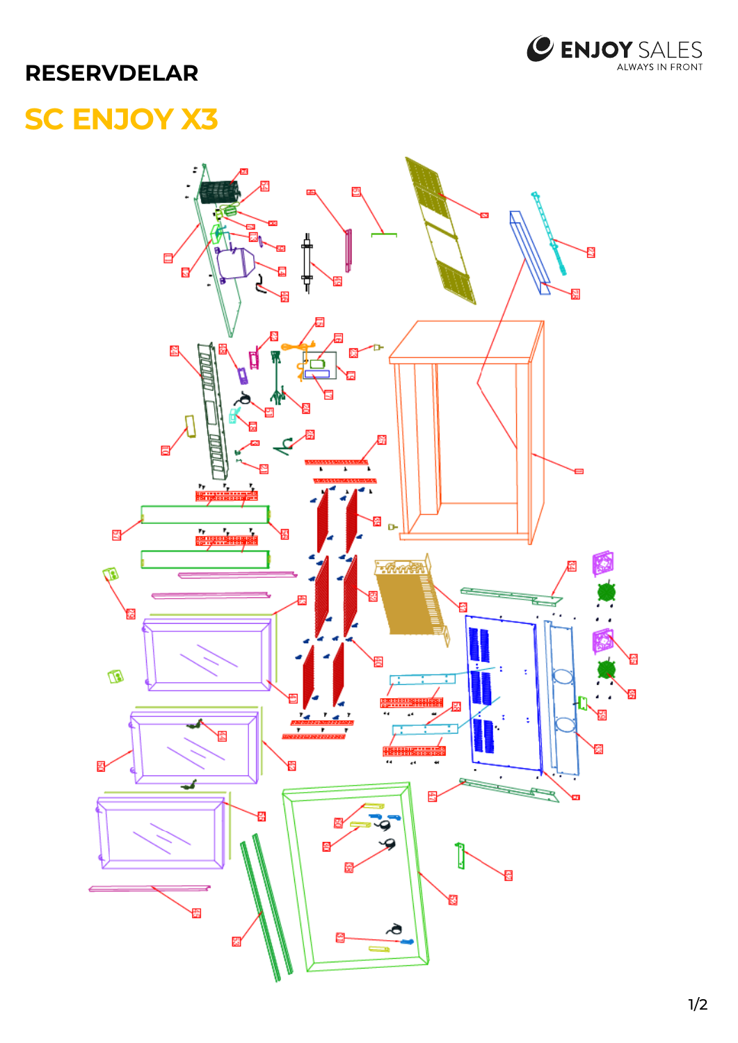# RESERVDELAR

## SC ENJOY X3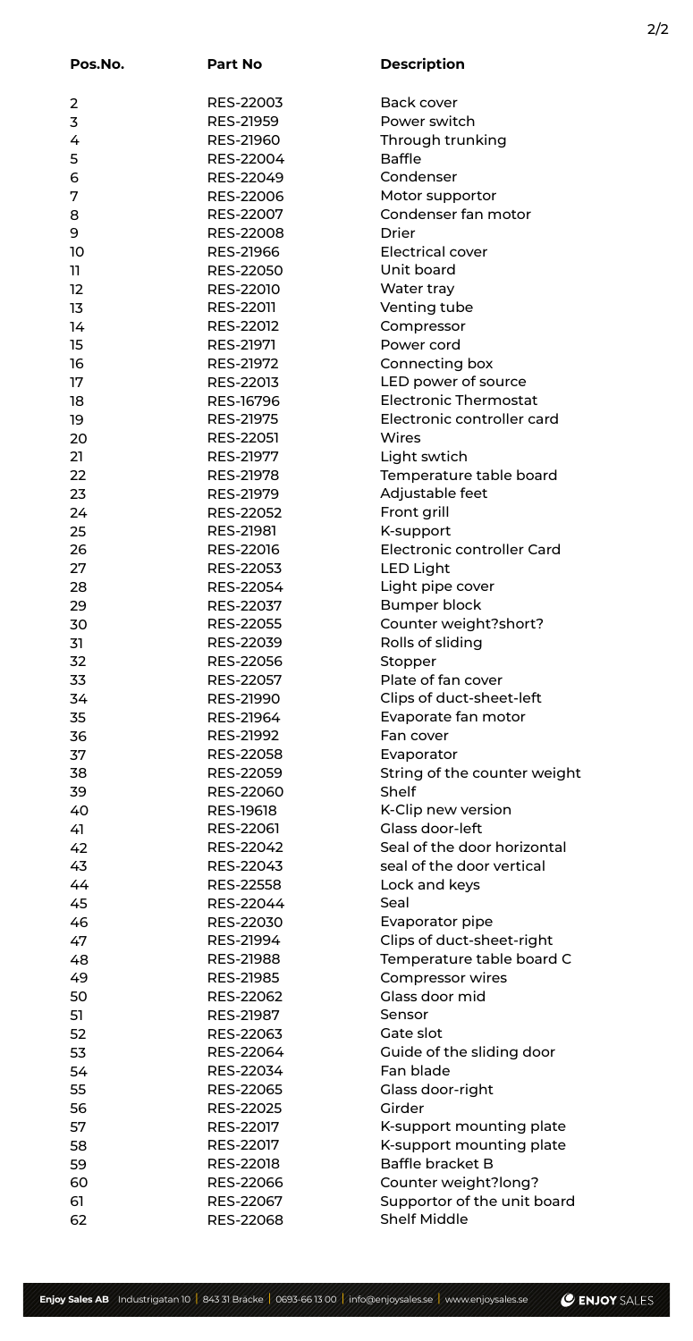| Pos.No. | Part No | Description |
|---|---|---|
| 2 | RES-22003 | Back cover |
| 3 | RES-21959 | Power switch |
| 4 | RES-21960 | Through trunking |
| 5 | RES-22004 | Baffle |
| 6 | RES-22049 | Condenser |
| 7 | RES-22006 | Motor supportor |
| 8 | RES-22007 | Condenser fan motor |
| 9 | RES-22008 | Drier |
| 10 | RES-21966 | Electrical cover |
| 11 | RES-22050 | Unit board |
| 12 | RES-22010 | Water tray |
| 13 | RES-22011 | Venting tube |
| 14 | RES-22012 | Compressor |
| 15 | RES-21971 | Power cord |
| 16 | RES-21972 | Connecting box |
| 17 | RES-22013 | LED power of source |
| 18 | RES-16796 | Electronic Thermostat |
| 19 | RES-21975 | Electronic controller card |
| 20 | RES-22051 | Wires |
| 21 | RES-21977 | Light swtich |
| 22 | RES-21978 | Temperature table board |
| 23 | RES-21979 | Adjustable feet |
| 24 | RES-22052 | Front grill |
| 25 | RES-21981 | K-support |
| 26 | RES-22016 | Electronic controller Card |
| 27 | RES-22053 | LED Light |
| 28 | RES-22054 | Light pipe cover |
| 29 | RES-22037 | Bumper block |
| 30 | RES-22055 | Counter weight?short? |
| 31 | RES-22039 | Rolls of sliding |
| 32 | RES-22056 | Stopper |
| 33 | RES-22057 | Plate of fan cover |
| 34 | RES-21990 | Clips of duct-sheet-left |
| 35 | RES-21964 | Evaporate fan motor |
| 36 | RES-21992 | Fan cover |
| 37 | RES-22058 | Evaporator |
| 38 | RES-22059 | String of the counter weight |
| 39 | RES-22060 | Shelf |
| 40 | RES-19618 | K-Clip new version |
| 41 | RES-22061 | Glass door-left |
| 42 | RES-22042 | Seal of the door horizontal |
| 43 | RES-22043 | seal of the door vertical |
| 44 | RES-22558 | Lock and keys |
| 45 | RES-22044 | Seal |
| 46 | RES-22030 | Evaporator pipe |
| 47 | RES-21994 | Clips of duct-sheet-right |
| 48 | RES-21988 | Temperature table board C |
| 49 | RES-21985 | Compressor wires |
| 50 | RES-22062 | Glass door mid |
| 51 | RES-21987 | Sensor |
| 52 | RES-22063 | Gate slot |
| 53 | RES-22064 | Guide of the sliding door |
| 54 | RES-22034 | Fan blade |
| 55 | RES-22065 | Glass door-right |
| 56 | RES-22025 | Girder |
| 57 | RES-22017 | K-support mounting plate |
| 58 | RES-22017 | K-support mounting plate |
| 59 | RES-22018 | Baffle bracket B |
| 60 | RES-22066 | Counter weight?long? |
| 61 | RES-22067 | Supportor of the unit board |
| 62 | RES-22068 | Shelf Middle |

**Enjoy Sales AB** Industrigatan 10 | 843 31 Bräcke | 0693-66 13 00 | info@enjoysales.se | www.enjoysales.se

ENJOY SALES